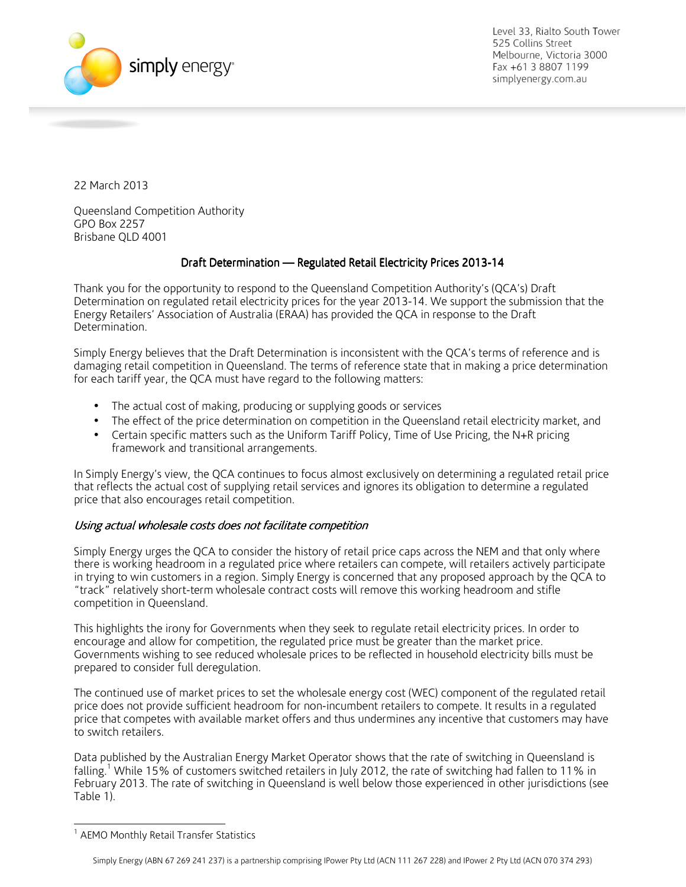Level 33, Rialto South Tower
525 Collins Street
Melbourne, Victoria 3000
Fax +61 3 8807 1199
simplyenergy.com.au

22 March 2013

Queensland Competition Authority
GPO Box 2257
Brisbane QLD 4001

## Draft Determination — Regulated Retail Electricity Prices 2013-14

Thank you for the opportunity to respond to the Queensland Competition Authority's (QCA's) Draft Determination on regulated retail electricity prices for the year 2013-14. We support the submission that the Energy Retailers' Association of Australia (ERAA) has provided the QCA in response to the Draft Determination.

Simply Energy believes that the Draft Determination is inconsistent with the QCA's terms of reference and is damaging retail competition in Queensland. The terms of reference state that in making a price determination for each tariff year, the QCA must have regard to the following matters:

- The actual cost of making, producing or supplying goods or services
- The effect of the price determination on competition in the Queensland retail electricity market, and
- Certain specific matters such as the Uniform Tariff Policy, Time of Use Pricing, the N+R pricing framework and transitional arrangements.

In Simply Energy's view, the QCA continues to focus almost exclusively on determining a regulated retail price that reflects the actual cost of supplying retail services and ignores its obligation to determine a regulated price that also encourages retail competition.

*Using actual wholesale costs does not facilitate competition*

Simply Energy urges the QCA to consider the history of retail price caps across the NEM and that only where there is working headroom in a regulated price where retailers can compete, will retailers actively participate in trying to win customers in a region. Simply Energy is concerned that any proposed approach by the QCA to "track" relatively short-term wholesale contract costs will remove this working headroom and stifle competition in Queensland.

This highlights the irony for Governments when they seek to regulate retail electricity prices. In order to encourage and allow for competition, the regulated price must be greater than the market price. Governments wishing to see reduced wholesale prices to be reflected in household electricity bills must be prepared to consider full deregulation.

The continued use of market prices to set the wholesale energy cost (WEC) component of the regulated retail price does not provide sufficient headroom for non-incumbent retailers to compete. It results in a regulated price that competes with available market offers and thus undermines any incentive that customers may have to switch retailers.

Data published by the Australian Energy Market Operator shows that the rate of switching in Queensland is falling.[1] While 15% of customers switched retailers in July 2012, the rate of switching had fallen to 11% in February 2013. The rate of switching in Queensland is well below those experienced in other jurisdictions (see Table 1).

[1] AEMO Monthly Retail Transfer Statistics

Simply Energy (ABN 67 269 241 237) is a partnership comprising IPower Pty Ltd (ACN 111 267 228) and IPower 2 Pty Ltd (ACN 070 374 293)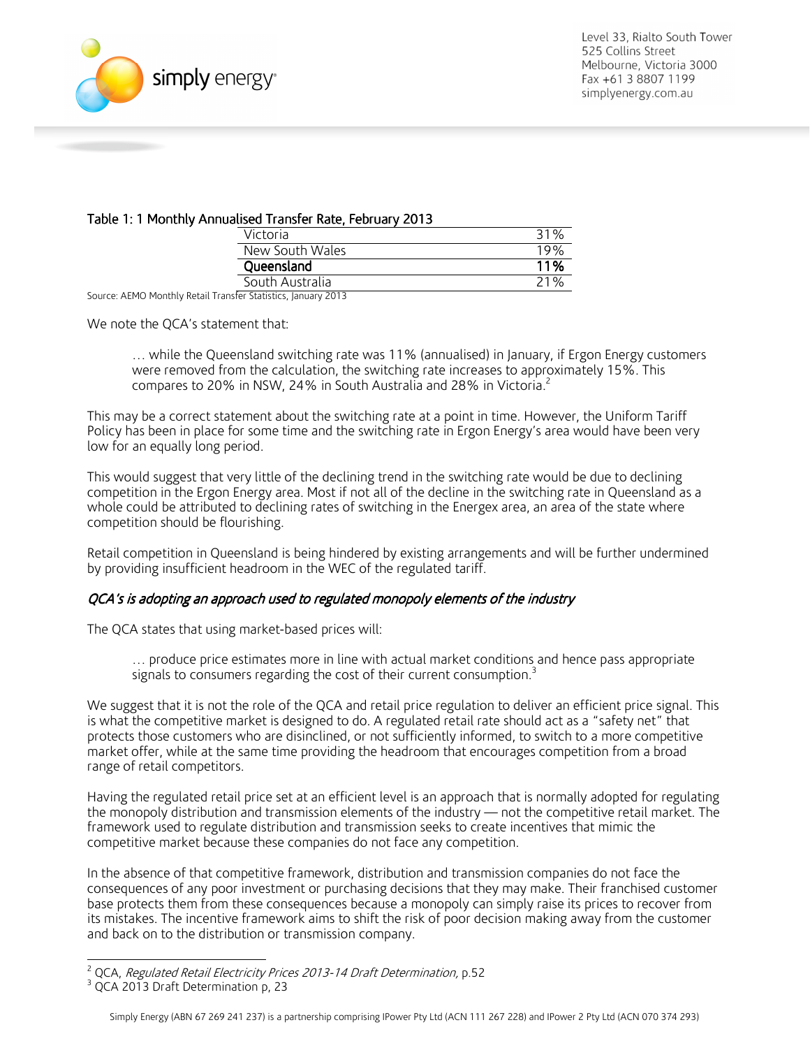Table 1: 1 Monthly Annualised Transfer Rate, February 2013

| | |
|---|---|
| Victoria | 31% |
| New South Wales | 19% |
| **Queensland** | **11%** |
| South Australia | 21% |

Source: AEMO Monthly Retail Transfer Statistics, January 2013

We note the QCA's statement that:

> … while the Queensland switching rate was 11% (annualised) in January, if Ergon Energy customers were removed from the calculation, the switching rate increases to approximately 15%. This compares to 20% in NSW, 24% in South Australia and 28% in Victoria.[2]

This may be a correct statement about the switching rate at a point in time. However, the Uniform Tariff Policy has been in place for some time and the switching rate in Ergon Energy's area would have been very low for an equally long period.

This would suggest that very little of the declining trend in the switching rate would be due to declining competition in the Ergon Energy area. Most if not all of the decline in the switching rate in Queensland as a whole could be attributed to declining rates of switching in the Energex area, an area of the state where competition should be flourishing.

Retail competition in Queensland is being hindered by existing arrangements and will be further undermined by providing insufficient headroom in the WEC of the regulated tariff.

### *QCA's is adopting an approach used to regulated monopoly elements of the industry*

The QCA states that using market-based prices will:

> … produce price estimates more in line with actual market conditions and hence pass appropriate signals to consumers regarding the cost of their current consumption.[3]

We suggest that it is not the role of the QCA and retail price regulation to deliver an efficient price signal. This is what the competitive market is designed to do. A regulated retail rate should act as a "safety net" that protects those customers who are disinclined, or not sufficiently informed, to switch to a more competitive market offer, while at the same time providing the headroom that encourages competition from a broad range of retail competitors.

Having the regulated retail price set at an efficient level is an approach that is normally adopted for regulating the monopoly distribution and transmission elements of the industry — not the competitive retail market. The framework used to regulate distribution and transmission seeks to create incentives that mimic the competitive market because these companies do not face any competition.

In the absence of that competitive framework, distribution and transmission companies do not face the consequences of any poor investment or purchasing decisions that they may make. Their franchised customer base protects them from these consequences because a monopoly can simply raise its prices to recover from its mistakes. The incentive framework aims to shift the risk of poor decision making away from the customer and back on to the distribution or transmission company.

---

[2] QCA, *Regulated Retail Electricity Prices 2013-14 Draft Determination*, p.52

[3] QCA 2013 Draft Determination p, 23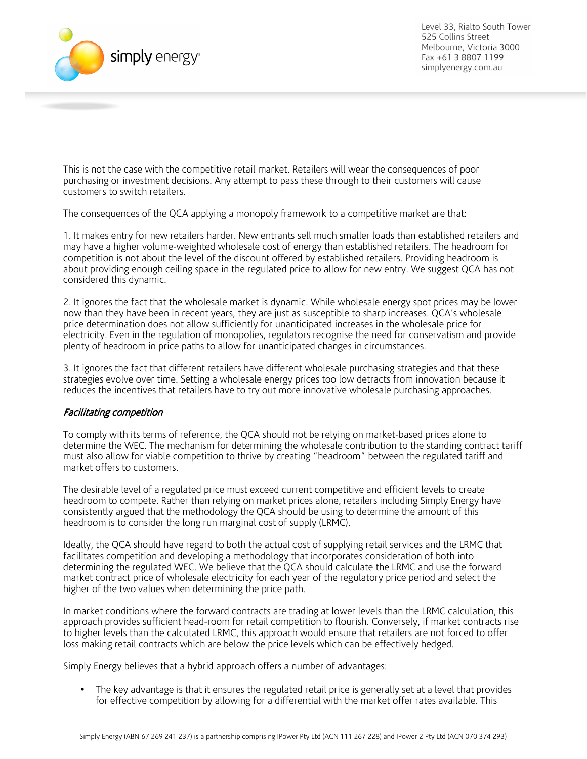This is not the case with the competitive retail market. Retailers will wear the consequences of poor purchasing or investment decisions. Any attempt to pass these through to their customers will cause customers to switch retailers.

The consequences of the QCA applying a monopoly framework to a competitive market are that:

1. It makes entry for new retailers harder. New entrants sell much smaller loads than established retailers and may have a higher volume-weighted wholesale cost of energy than established retailers. The headroom for competition is not about the level of the discount offered by established retailers. Providing headroom is about providing enough ceiling space in the regulated price to allow for new entry. We suggest QCA has not considered this dynamic.

2. It ignores the fact that the wholesale market is dynamic. While wholesale energy spot prices may be lower now than they have been in recent years, they are just as susceptible to sharp increases. QCA's wholesale price determination does not allow sufficiently for unanticipated increases in the wholesale price for electricity. Even in the regulation of monopolies, regulators recognise the need for conservatism and provide plenty of headroom in price paths to allow for unanticipated changes in circumstances.

3. It ignores the fact that different retailers have different wholesale purchasing strategies and that these strategies evolve over time. Setting a wholesale energy prices too low detracts from innovation because it reduces the incentives that retailers have to try out more innovative wholesale purchasing approaches.

### *Facilitating competition*

To comply with its terms of reference, the QCA should not be relying on market-based prices alone to determine the WEC. The mechanism for determining the wholesale contribution to the standing contract tariff must also allow for viable competition to thrive by creating "headroom" between the regulated tariff and market offers to customers.

The desirable level of a regulated price must exceed current competitive and efficient levels to create headroom to compete. Rather than relying on market prices alone, retailers including Simply Energy have consistently argued that the methodology the QCA should be using to determine the amount of this headroom is to consider the long run marginal cost of supply (LRMC).

Ideally, the QCA should have regard to both the actual cost of supplying retail services and the LRMC that facilitates competition and developing a methodology that incorporates consideration of both into determining the regulated WEC. We believe that the QCA should calculate the LRMC and use the forward market contract price of wholesale electricity for each year of the regulatory price period and select the higher of the two values when determining the price path.

In market conditions where the forward contracts are trading at lower levels than the LRMC calculation, this approach provides sufficient head-room for retail competition to flourish. Conversely, if market contracts rise to higher levels than the calculated LRMC, this approach would ensure that retailers are not forced to offer loss making retail contracts which are below the price levels which can be effectively hedged.

Simply Energy believes that a hybrid approach offers a number of advantages:

- The key advantage is that it ensures the regulated retail price is generally set at a level that provides for effective competition by allowing for a differential with the market offer rates available. This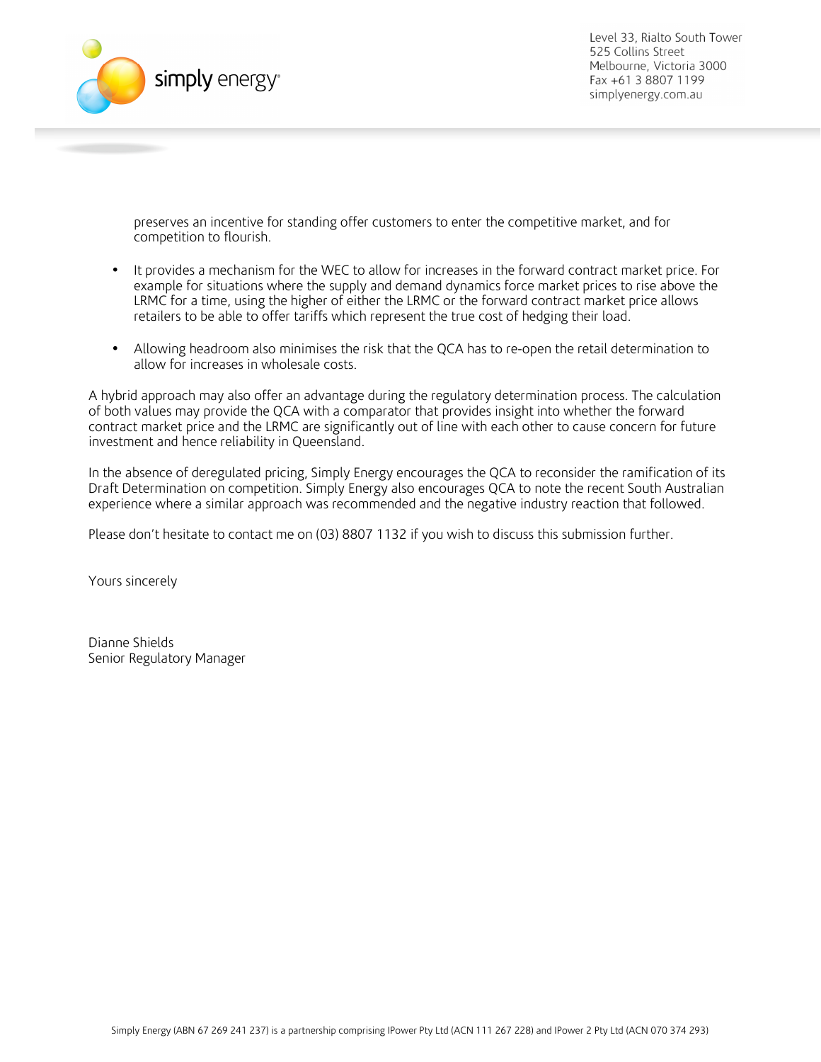preserves an incentive for standing offer customers to enter the competitive market, and for competition to flourish.

- It provides a mechanism for the WEC to allow for increases in the forward contract market price. For example for situations where the supply and demand dynamics force market prices to rise above the LRMC for a time, using the higher of either the LRMC or the forward contract market price allows retailers to be able to offer tariffs which represent the true cost of hedging their load.

- Allowing headroom also minimises the risk that the QCA has to re-open the retail determination to allow for increases in wholesale costs.

A hybrid approach may also offer an advantage during the regulatory determination process. The calculation of both values may provide the QCA with a comparator that provides insight into whether the forward contract market price and the LRMC are significantly out of line with each other to cause concern for future investment and hence reliability in Queensland.

In the absence of deregulated pricing, Simply Energy encourages the QCA to reconsider the ramification of its Draft Determination on competition. Simply Energy also encourages QCA to note the recent South Australian experience where a similar approach was recommended and the negative industry reaction that followed.

Please don't hesitate to contact me on (03) 8807 1132 if you wish to discuss this submission further.

Yours sincerely

Dianne Shields
Senior Regulatory Manager